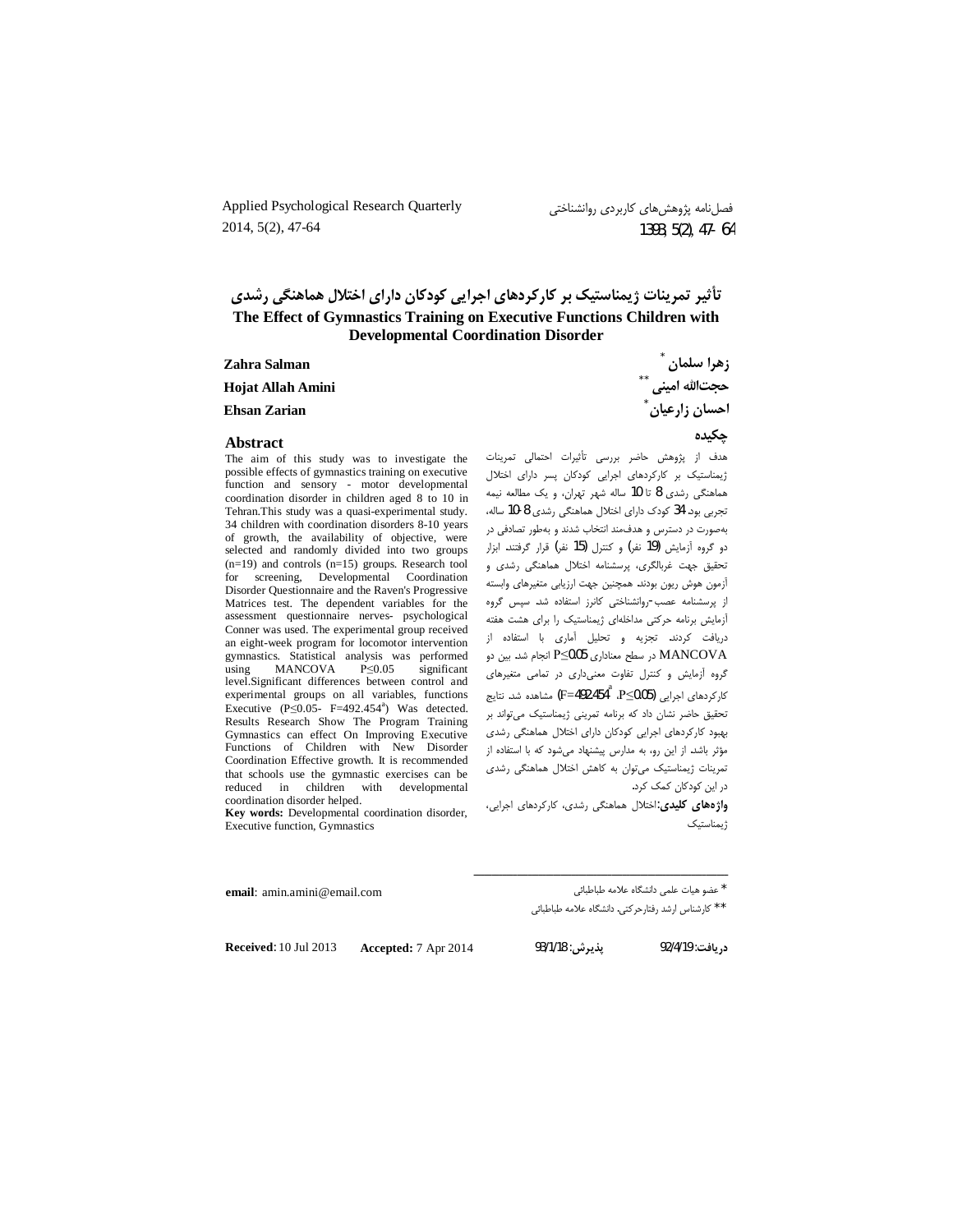# تأثیر تمرینات ژیمناستیک بر کارکردهای اجرایی کودکان دارای اختلال هماهنگی رشدی

# The Effect of Gymnastics Training on Executive Functions Children with Developmental Coordination Disorder

**زهرا سلمان** [*]
**حجت‌الله امینی** [**]
**احسان زارعیان** [*]

## چکیده

هدف از پژوهش حاضر بررسی تأثیرات احتمالی تمرینات ژیمناستیک بر کارکردهای اجرایی کودکان پسر دارای اختلال هماهنگی رشدی 8 تا 10 ساله شهر تهران، و یک مطالعه نیمه تجربی بود. 34 کودک دارای اختلال هماهنگی رشدی 8-10 ساله، به‌صورت در دسترس و هدف‌مند انتخاب شدند و به‌طور تصادفی در دو گروه آزمایش (19 نفر) و کنترل (15 نفر) قرار گرفتند. ابزار تحقیق جهت غربالگری، پرسشنامه اختلال هماهنگی رشدی و آزمون هوش ریون بودند. همچنین جهت ارزیابی متغیرهای وابسته از پرسشنامه عصب-روانشناختی کانرز استفاده شد. سپس گروه آزمایش برنامه حرکتی مداخله‌ای ژیمناستیک را برای هشت هفته دریافت کردند. تجزیه و تحلیل آماری با استفاده از MANCOVA در سطح معناداری $P \leq 0.05$ انجام شد. بین دو گروه آزمایش و کنترل تفاوت معنی‌داری در تمامی متغیرهای کارکردهای اجرایی ($P \leq 0.05$، $F = 492.454^{a}$) مشاهده شد. نتایج تحقیق حاضر نشان داد که برنامه تمرینی ژیمناستیک می‌تواند بر بهبود کارکردهای اجرایی کودکان دارای اختلال هماهنگی رشدی مؤثر باشد. از این رو، به مدارس پیشنهاد می‌شود که با استفاده از تمرینات ژیمناستیک می‌توان به کاهش اختلال هماهنگی رشدی در این کودکان کمک کرد.

**واژه‌های کلیدی:** اختلال هماهنگی رشدی، کارکردهای اجرایی، ژیمناستیک

**Zahra Salman**
**Hojat Allah Amini**
**Ehsan Zarian**

## Abstract

The aim of this study was to investigate the possible effects of gymnastics training on executive function and sensory - motor developmental coordination disorder in children aged 8 to 10 in Tehran.This study was a quasi-experimental study. 34 children with coordination disorders 8-10 years of growth, the availability of objective, were selected and randomly divided into two groups (n=19) and controls (n=15) groups. Research tool for screening, Developmental Coordination Disorder Questionnaire and the Raven's Progressive Matrices test. The dependent variables for the assessment questionnaire nerves- psychological Conner was used. The experimental group received an eight-week program for locomotor intervention gymnastics. Statistical analysis was performed using MANCOVA $P \leq 0.05$ significant level.Significant differences between control and experimental groups on all variables, functions Executive ($P \leq 0.05$- $F = 492.454^{a}$) Was detected. Results Research Show The Program Training Gymnastics can effect On Improving Executive Functions of Children with New Disorder Coordination Effective growth. It is recommended that schools use the gymnastic exercises can be reduced in children with developmental coordination disorder helped.

**Key words:** Developmental coordination disorder, Executive function, Gymnastics

---

[*] عضو هیات علمی دانشگاه علامه طباطبائی

[**] کارشناس ارشد رفتارحرکتی، دانشگاه علامه طباطبائی

**email**: amin.amini@email.com

**دریافت:** 92/4/19 **پذیرش:** 93/1/18

**Received**: 10 Jul 2013 **Accepted:** 7 Apr 2014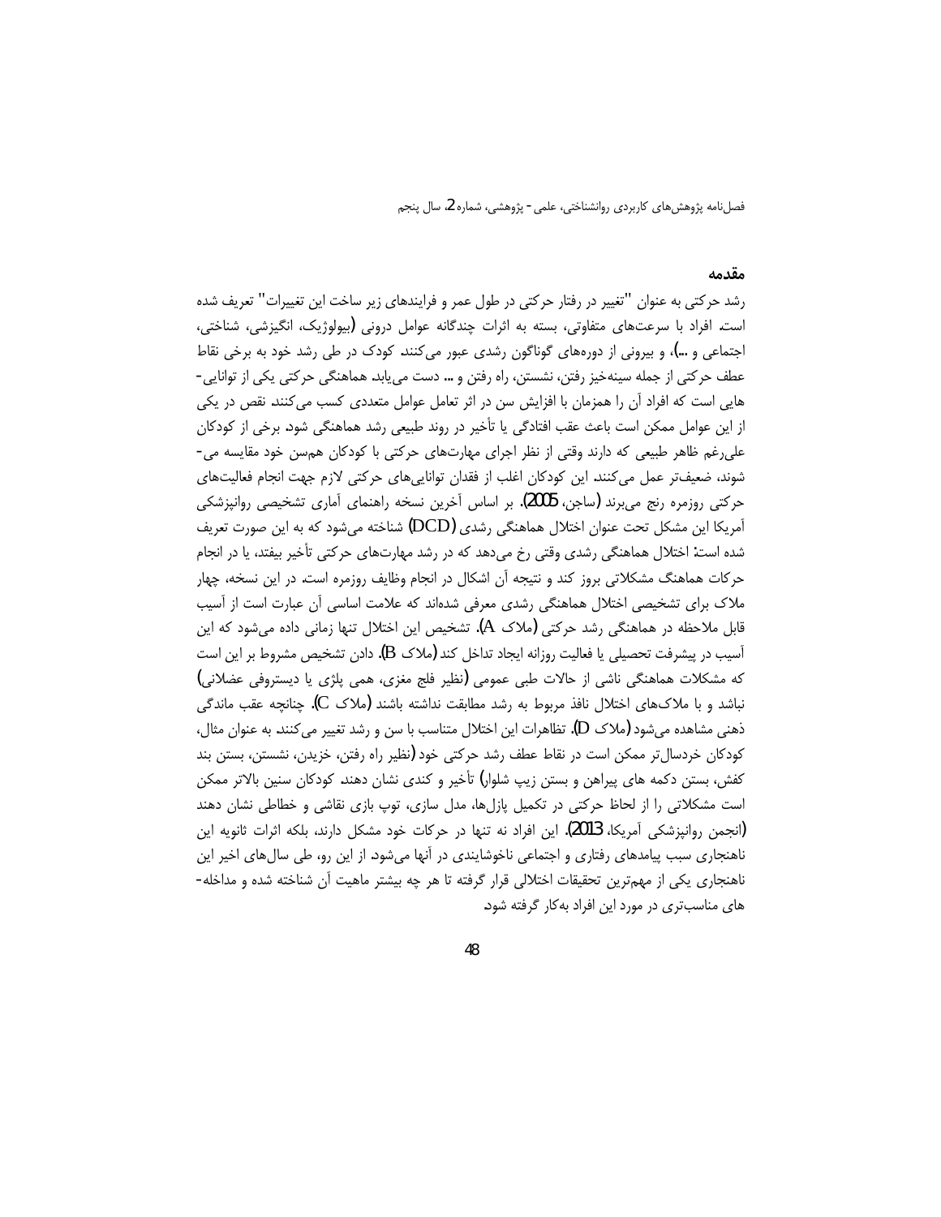## مقدمه

رشد حرکتی به عنوان "تغییر در رفتار حرکتی در طول عمر و فرایندهای زیر ساخت این تغییرات" تعریف شده است. افراد با سرعت‌های متفاوتی، بسته به اثرات چندگانه عوامل درونی (بیولوژیک، انگیزشی، شناختی، اجتماعی و ...)، و بیرونی از دوره‌های گوناگون رشدی عبور می‌کنند. کودک در طی رشد خود به برخی نقاط عطف حرکتی از جمله سینه‌خیز رفتن، نشستن، راه رفتن و ... دست می‌یابد. هماهنگی حرکتی یکی از توانایی‌هایی است که افراد آن را همزمان با افزایش سن در اثر تعامل عوامل متعددی کسب می‌کنند. نقص در یکی از این عوامل ممکن است باعث عقب افتادگی یا تأخیر در روند طبیعی رشد هماهنگی شود. برخی از کودکان علی‌رغم ظاهر طبیعی که دارند وقتی از نظر اجرای مهارت‌های حرکتی با کودکان هم‌سن خود مقایسه می‌شوند، ضعیف‌تر عمل می‌کنند. این کودکان اغلب از فقدان توانایی‌های حرکتی لازم جهت انجام فعالیت‌های حرکتی روزمره رنج می‌برند (ساجن، 2005). بر اساس آخرین نسخه راهنمای آماری تشخیصی روانپزشکی آمریکا این مشکل تحت عنوان اختلال هماهنگی رشدی (DCD) شناخته می‌شود که به این صورت تعریف شده است: اختلال هماهنگی رشدی وقتی رخ می‌دهد که در رشد مهارت‌های حرکتی تأخیر بیفتد، یا در انجام حرکات هماهنگ مشکلاتی بروز کند و نتیجه آن اشکال در انجام وظایف روزمره است. در این نسخه، چهار ملاک برای تشخیص اختلال هماهنگی رشدی معرفی شده‌اند که علامت اساسی آن عبارت است از آسیب قابل ملاحظه در هماهنگی رشد حرکتی (ملاک A). تشخیص این اختلال تنها زمانی داده می‌شود که این آسیب در پیشرفت تحصیلی یا فعالیت روزانه ایجاد تداخل کند (ملاک B). دادن تشخیص مشروط بر این است که مشکلات هماهنگی ناشی از حالات طبی عمومی (نظیر فلج مغزی، همی پلژی یا دیستروفی عضلانی) نباشد و با ملاک‌های اختلال نافذ مربوط به رشد مطابقت نداشته باشند (ملاک C). چنانچه عقب ماندگی ذهنی مشاهده می‌شود (ملاک D). تظاهرات این اختلال متناسب با سن و رشد تغییر می‌کنند. به عنوان مثال، کودکان خردسال‌تر ممکن است در نقاط عطف رشد حرکتی خود (نظیر راه رفتن، خزیدن، نشستن، بستن بند کفش، بستن دکمه های پیراهن و بستن زیپ شلوار) تأخیر و کندی نشان دهند. کودکان سنین بالاتر ممکن است مشکلاتی را از لحاظ حرکتی در تکمیل پازل‌ها، مدل سازی، توپ بازی نقاشی و خطاطی نشان دهند (انجمن روانپزشکی آمریکا، 2013). این افراد نه تنها در حرکات خود مشکل دارند، بلکه اثرات ثانویه این ناهنجاری سبب پیامدهای رفتاری و اجتماعی ناخوشایندی در آنها می‌شود. از این رو، طی سال‌های اخیر این ناهنجاری یکی از مهم‌ترین تحقیقات اختلالی قرار گرفته تا هر چه بیشتر ماهیت آن شناخته شده و مداخله‌های مناسب‌تری در مورد این افراد به‌کار گرفته شود.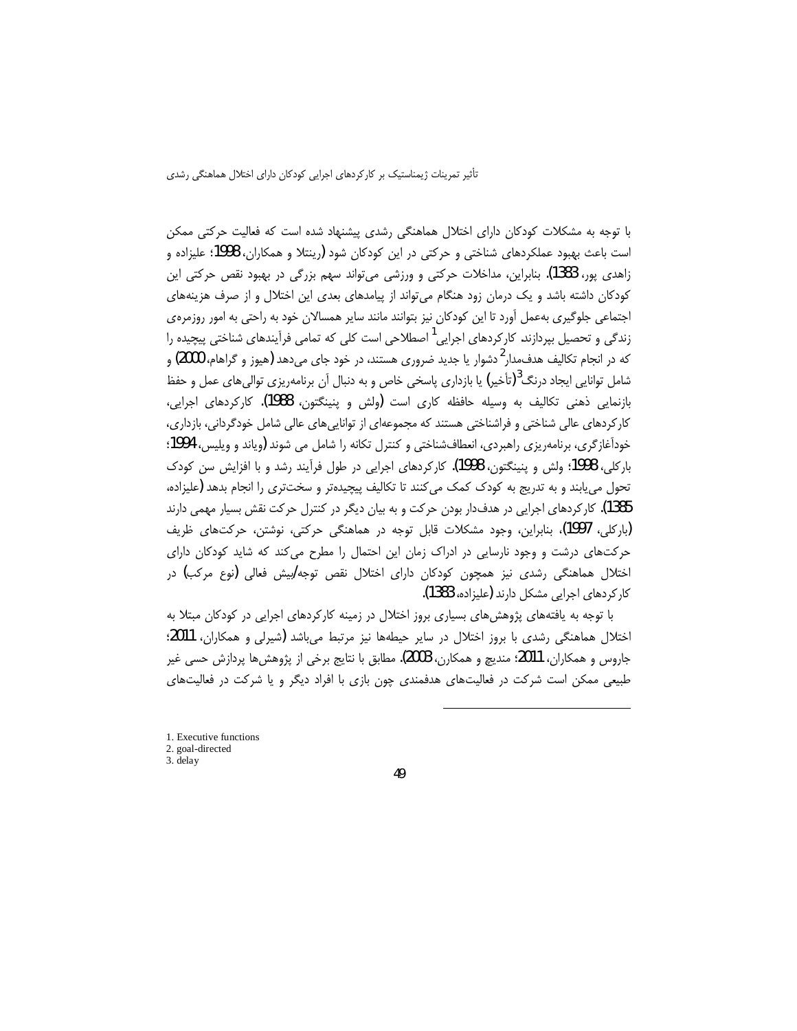با توجه به مشکلات کودکان دارای اختلال هماهنگی رشدی پیشنهاد شده است که فعالیت حرکتی ممکن است باعث بهبود عملکردهای شناختی و حرکتی در این کودکان شود (رینتلا و همکاران، 1998؛ علیزاده و زاهدی پور، 1383). بنابراین، مداخلات حرکتی و ورزشی می‌تواند سهم بزرگی در بهبود نقص حرکتی این کودکان داشته باشد و یک درمان زود هنگام می‌تواند از پیامدهای بعدی این اختلال و از صرف هزینه‌های اجتماعی جلوگیری به‌عمل آورد تا این کودکان نیز بتوانند مانند سایر همسالان خود به راحتی به امور روزمره‌ی زندگی و تحصیل بپردازند. کارکردهای اجرایی[1] اصطلاحی است کلی که تمامی فرآیندهای شناختی پیچیده را که در انجام تکالیف هدف‌مدار[2] دشوار یا جدید ضروری هستند، در خود جای می‌دهد (هیوز و گراهام، 2000) و شامل توانایی ایجاد درنگ[3] (تأخیر) یا بازداری پاسخی خاص و به دنبال آن برنامه‌ریزی توالی‌های عمل و حفظ بازنمایی ذهنی تکالیف به وسیله حافظه کاری است (ولش و پنینگتون، 1988). کارکردهای اجرایی، کارکردهای عالی شناختی و فراشناختی هستند که مجموعه‌ای از توانایی‌های عالی شامل خودگردانی، بازداری، خودآغازگری، برنامه‌ریزی راهبردی، انعطاف‌شناختی و کنترل تکانه را شامل می شوند (ویاند و ویلیس، 1994؛ بارکلی، 1998؛ ولش و پنینگتون، 1998). کارکردهای اجرایی در طول فرآیند رشد و با افزایش سن کودک تحول می‌یابند و به تدریج به کودک کمک می‌کنند تا تکالیف پیچیده‌تر و سخت‌تری را انجام بدهد (علیزاده، 1385). کارکردهای اجرایی در هدف‌دار بودن حرکت و به بیان دیگر در کنترل حرکت نقش بسیار مهمی دارند (بارکلی، 1997)، بنابراین، وجود مشکلات قابل توجه در هماهنگی حرکتی، نوشتن، حرکت‌های ظریف حرکت‌های درشت و وجود نارسایی در ادراک زمان این احتمال را مطرح می‌کند که شاید کودکان دارای اختلال هماهنگی رشدی نیز همچون کودکان دارای اختلال نقص توجه/بیش فعالی (نوع مرکب) در کارکردهای اجرایی مشکل دارند (علیزاده، 1383).

با توجه به یافته‌های پژوهش‌های بسیاری بروز اختلال در زمینه کارکردهای اجرایی در کودکان مبتلا به اختلال هماهنگی رشدی با بروز اختلال در سایر حیطه‌ها نیز مرتبط می‌باشد (شیرلی و همکاران، 2011؛ جاروس و همکاران، 2011؛ مندیچ و همکارن، 2003). مطابق با نتایج برخی از پژوهش‌ها پردازش حسی غیر طبیعی ممکن است شرکت در فعالیت‌های هدفمندی چون بازی با افراد دیگر و یا شرکت در فعالیت‌های

---

1. Executive functions
2. goal-directed
3. delay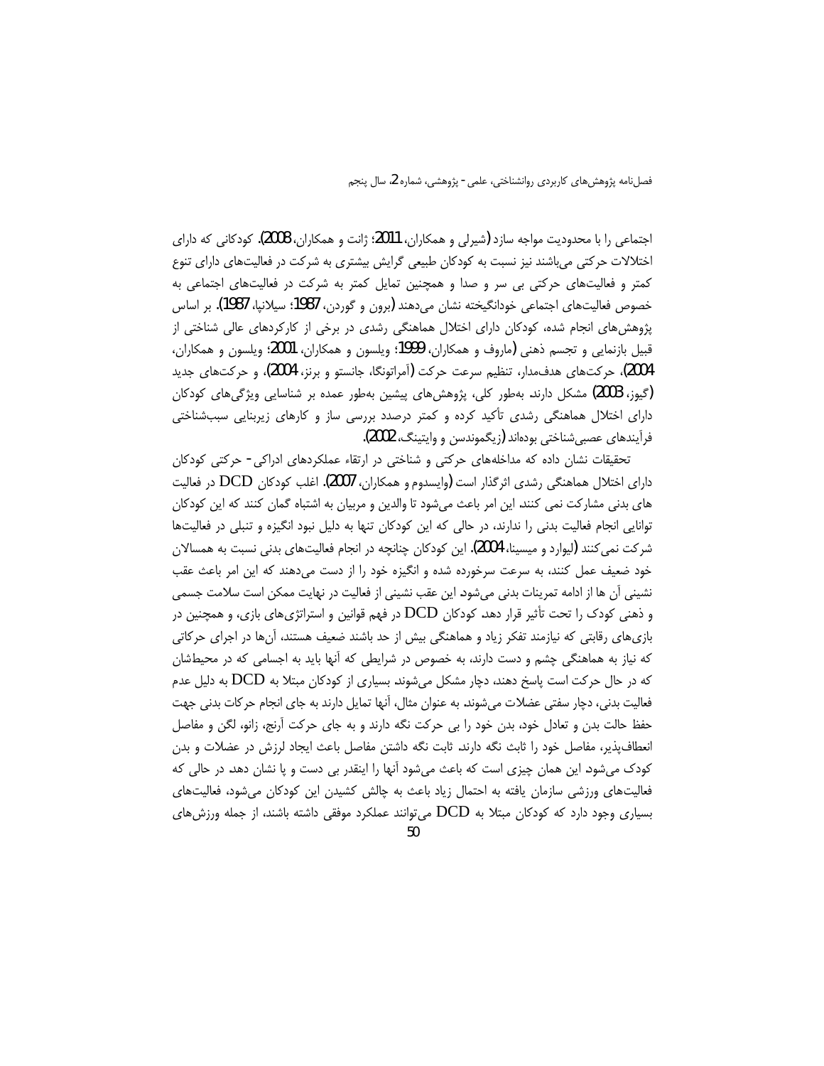اجتماعی را با محدودیت مواجه سازد (شیرلی و همکاران، 2011؛ ژانت و همکاران، 2008). کودکانی که دارای اختلالات حرکتی می‌باشند نیز نسبت به کودکان طبیعی گرایش بیشتری به شرکت در فعالیت‌های دارای تنوع کمتر و فعالیت‌های حرکتی بی سر و صدا و همچنین تمایل کمتر به شرکت در فعالیت‌های اجتماعی به خصوص فعالیت‌های اجتماعی خودانگیخته نشان می‌دهند (برون و گوردن، 1987؛ سیلانپا، 1987). بر اساس پژوهش‌های انجام شده، کودکان دارای اختلال هماهنگی رشدی در برخی از کارکردهای عالی شناختی از قبیل بازنمایی و تجسم ذهنی (ماروف و همکاران، 1999؛ ویلسون و همکاران، 2001؛ ویلسون و همکاران، 2004)، حرکت‌های هدف‌مدار، تنظیم سرعت حرکت (آمراتونگا، جانستو و برنز، 2004)، و حرکت‌های جدید (گیوز، 2003) مشکل دارند. به‌طور کلی، پژوهش‌های پیشین به‌طور عمده بر شناسایی ویژگی‌های کودکان دارای اختلال هماهنگی رشدی تأکید کرده و کمتر درصدد بررسی ساز و کارهای زیربنایی سبب‌شناختی فرآیندهای عصبی‌شناختی بوده‌اند (زیگموندسن و وایتینگ، 2002).

تحقیقات نشان داده که مداخله‌های حرکتی و شناختی در ارتقاء عملکردهای ادراکی- حرکتی کودکان دارای اختلال هماهنگی رشدی اثرگذار است (وایسدوم و همکاران، 2007). اغلب کودکان DCD در فعالیت های بدنی مشارکت نمی کنند. این امر باعث می‌شود تا والدین و مربیان به اشتباه گمان کنند که این کودکان توانایی انجام فعالیت بدنی را ندارند، در حالی که این کودکان تنها به دلیل نبود انگیزه و تنبلی در فعالیت‌ها شرکت نمی‌کنند (لیوارد و میسینا، 2004). این کودکان چنانچه در انجام فعالیت‌های بدنی نسبت به همسالان خود ضعیف عمل کنند، به سرعت سرخورده شده و انگیزه خود را از دست می‌دهند که این امر باعث عقب نشینی آن ها از ادامه تمرینات بدنی می‌شود. این عقب نشینی از فعالیت در نهایت ممکن است سلامت جسمی و ذهنی کودک را تحت تأثیر قرار دهد. کودکان DCD در فهم قوانین و استراتژی‌های بازی، و همچنین در بازی‌های رقابتی که نیازمند تفکر زیاد و هماهنگی بیش از حد باشند ضعیف هستند، آن‌ها در اجرای حرکاتی که نیاز به هماهنگی چشم و دست دارند، به خصوص در شرایطی که آنها باید به اجسامی که در محیط‌شان که در حال حرکت است پاسخ دهند، دچار مشکل می‌شوند. بسیاری از کودکان مبتلا به DCD به دلیل عدم فعالیت بدنی، دچار سفتی عضلات می‌شوند. به عنوان مثال، آنها تمایل دارند به جای انجام حرکات بدنی جهت حفظ حالت بدن و تعادل خود، بدن خود را بی حرکت نگه دارند و به جای حرکت آرنج، زانو، لگن و مفاصل انعطاف‌پذیر، مفاصل خود را ثابت نگه دارند. ثابت نگه داشتن مفاصل باعث ایجاد لرزش در عضلات و بدن کودک می‌شود این همان چیزی است که باعث می‌شود آنها را اینقدر بی دست و پا نشان دهد. در حالی که فعالیت‌های ورزشی سازمان یافته به احتمال زیاد باعث به چالش کشیدن این کودکان می‌شود، فعالیت‌های بسیاری وجود دارد که کودکان مبتلا به DCD می‌توانند عملکرد موفقی داشته باشند، از جمله ورزش‌های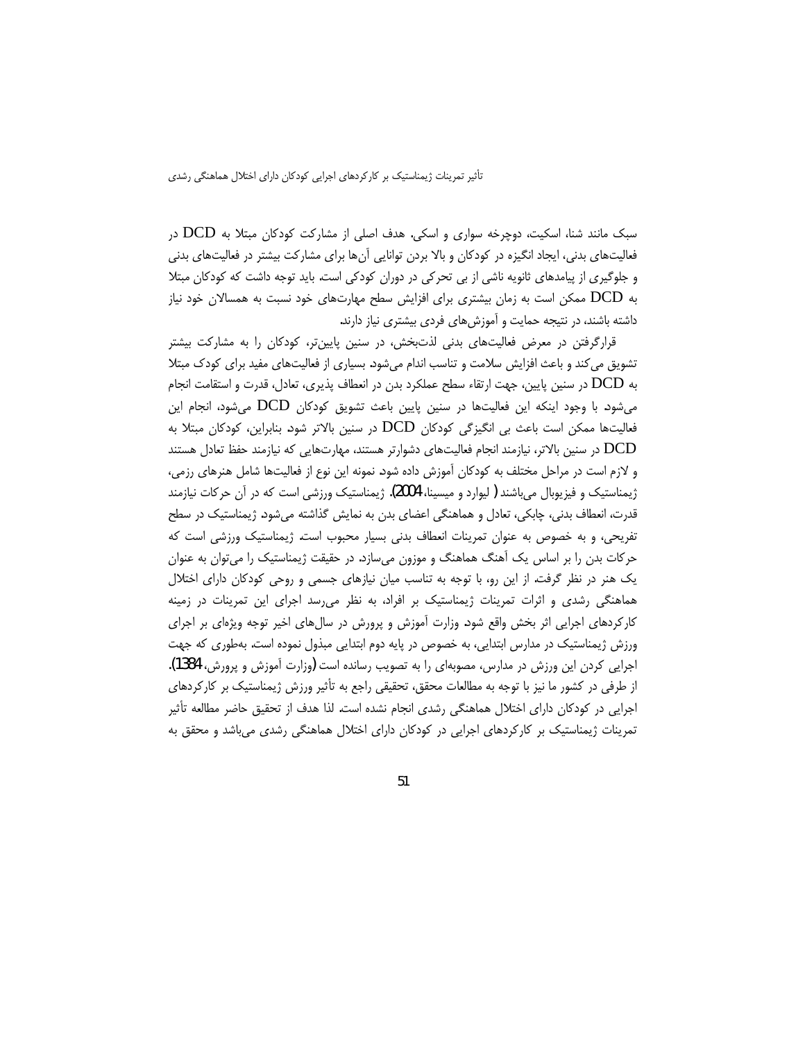سبک مانند شنا، اسکیت، دوچرخه سواری و اسکی. هدف اصلی از مشارکت کودکان مبتلا به DCD در فعالیت‌های بدنی، ایجاد انگیزه در کودکان و بالا بردن توانایی آن‌ها برای مشارکت بیشتر در فعالیت‌های بدنی و جلوگیری از پیامدهای ثانویه ناشی از بی تحرکی در دوران کودکی است. باید توجه داشت که کودکان مبتلا به DCD ممکن است به زمان بیشتری برای افزایش سطح مهارت‌های خود نسبت به همسالان خود نیاز داشته باشند، در نتیجه حمایت و آموزش‌های فردی بیشتری نیاز دارند.

قرارگرفتن در معرض فعالیت‌های بدنی لذت‌بخش، در سنین پایین‌تر، کودکان را به مشارکت بیشتر تشویق می‌کند و باعث افزایش سلامت و تناسب اندام می‌شود. بسیاری از فعالیت‌های مفید برای کودک مبتلا به DCD در سنین پایین، جهت ارتقاء سطح عملکرد بدن در انعطاف پذیری، تعادل، قدرت و استقامت انجام می‌شود. با وجود اینکه این فعالیت‌ها در سنین پایین باعث تشویق کودکان DCD می‌شود، انجام این فعالیت‌ها ممکن است باعث بی انگیزگی کودکان DCD در سنین بالاتر شود. بنابراین، کودکان مبتلا به DCD در سنین بالاتر، نیازمند انجام فعالیت‌های دشوارتر هستند، مهارت‌هایی که نیازمند حفظ تعادل هستند و لازم است در مراحل مختلف به کودکان آموزش داده شود. نمونه این نوع از فعالیت‌ها شامل هنرهای رزمی، ژیمناستیک و فیزیوبال می‌باشند ( لیوارد و میسینا، 2004). ژیمناستیک ورزشی است که در آن حرکات نیازمند قدرت، انعطاف بدنی، چابکی، تعادل و هماهنگی اعضای بدن به نمایش گذاشته می‌شود. ژیمناستیک در سطح تفریحی، و به خصوص به عنوان تمرینات انعطاف بدنی بسیار محبوب است. ژیمناستیک ورزشی است که حرکات بدن را بر اساس یک آهنگ هماهنگ و موزون می‌سازد. در حقیقت ژیمناستیک را می‌توان به عنوان یک هنر در نظر گرفت. از این رو، با توجه به تناسب میان نیازهای جسمی و روحی کودکان دارای اختلال هماهنگی رشدی و اثرات تمرینات ژیمناستیک بر افراد، به نظر می‌رسد اجرای این تمرینات در زمینه کارکردهای اجرایی اثر بخش واقع شود. وزارت آموزش و پرورش در سال‌های اخیر توجه ویژه‌ای بر اجرای ورزش ژیمناستیک در مدارس ابتدایی، به خصوص در پایه دوم ابتدایی مبذول نموده است. به‌طوری که جهت اجرایی کردن این ورزش در مدارس، مصوبه‌ای را به تصویب رسانده است (وزارت آموزش و پرورش، 1384). از طرفی در کشور ما نیز با توجه به مطالعات محقق، تحقیقی راجع به تأثیر ورزش ژیمناستیک بر کارکردهای اجرایی در کودکان دارای اختلال هماهنگی رشدی انجام نشده است. لذا هدف از تحقیق حاضر مطالعه تأثیر تمرینات ژیمناستیک بر کارکردهای اجرایی در کودکان دارای اختلال هماهنگی رشدی می‌باشد و محقق به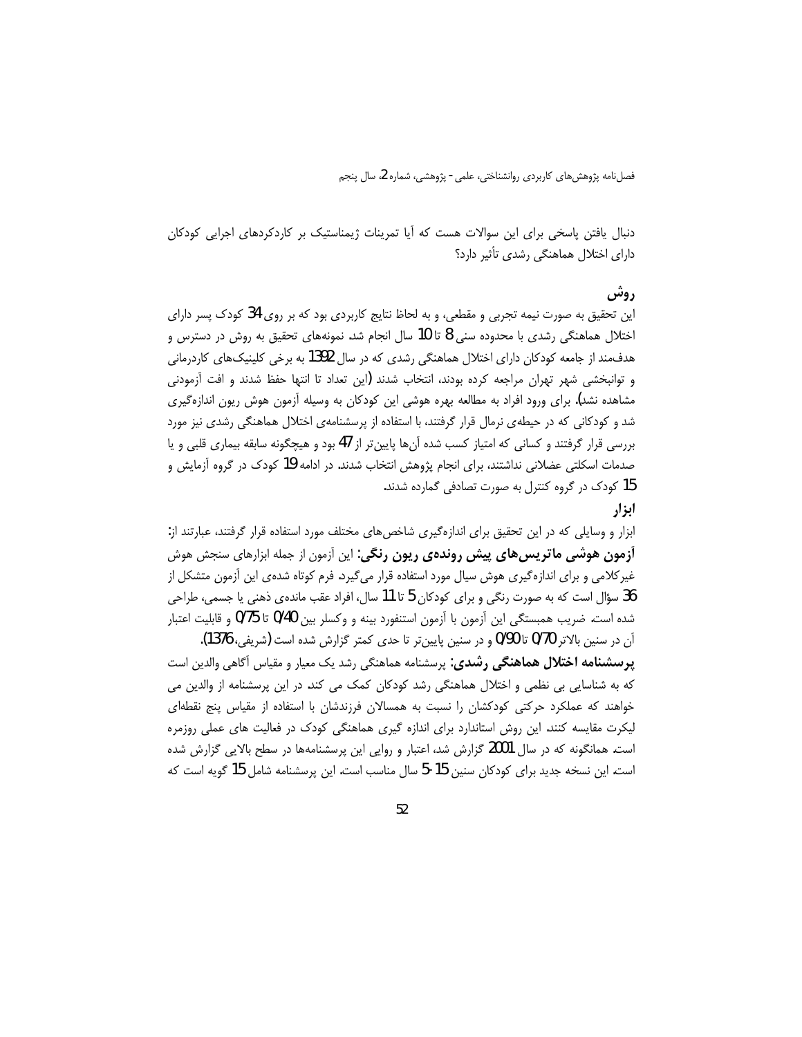دنبال یافتن پاسخی برای این سوالات هست که آیا تمرینات ژیمناستیک بر کاردکردهای اجرایی کودکان دارای اختلال هماهنگی رشدی تأثیر دارد؟

## روش

این تحقیق به صورت نیمه تجربی و مقطعی، و به لحاظ نتایج کاربردی بود که بر روی 34 کودک پسر دارای اختلال هماهنگی رشدی با محدوده سنی 8 تا 10 سال انجام شد. نمونه‌های تحقیق به روش در دسترس و هدف‌مند از جامعه کودکان دارای اختلال هماهنگی رشدی که در سال 1392 به برخی کلینیک‌های کاردرمانی و توانبخشی شهر تهران مراجعه کرده بودند، انتخاب شدند (این تعداد تا انتها حفظ شدند و افت آزمودنی مشاهده نشد). برای ورود افراد به مطالعه بهره هوشی این کودکان به وسیله آزمون هوش ریون اندازه‌گیری شد و کودکانی که در حیطه‌ی نرمال قرار گرفتند، با استفاده از پرسشنامه‌ی اختلال هماهنگی رشدی نیز مورد بررسی قرار گرفتند و کسانی که امتیاز کسب شده آن‌ها پایین‌تر از 47 بود و هیچگونه سابقه بیماری قلبی و یا صدمات اسکلتی عضلانی نداشتند، برای انجام پژوهش انتخاب شدند. در ادامه 19 کودک در گروه آزمایش و 15 کودک در گروه کنترل به صورت تصادفی گمارده شدند.

### ابزار

ابزار و وسایلی که در این تحقیق برای اندازه‌گیری شاخص‌های مختلف مورد استفاده قرار گرفتند، عبارتند از:

**آزمون هوشی ماتریس‌های پیش رونده‌ی ریون رنگی:** این آزمون از جمله ابزارهای سنجش هوش غیرکلامی و برای اندازه‌گیری هوش سیال مورد استفاده قرار می‌گیرد. فرم کوتاه شده‌ی این آزمون متشکل از 36 سؤال است که به صورت رنگی و برای کودکان 5 تا 11 سال، افراد عقب مانده‌ی ذهنی یا جسمی، طراحی شده است. ضریب همبستگی این آزمون با آزمون استنفورد بینه و وکسلر بین 0/40 تا 0/75 و قابلیت اعتبار آن در سنین بالاتر 0/70 تا 0/90 و در سنین پایین‌تر تا حدی کمتر گزارش شده است (شریفی، 1376).

**پرسشنامه اختلال هماهنگی رشدی:** پرسشنامه هماهنگی رشد یک معیار و مقیاس آگاهی والدین است که به شناسایی بی نظمی و اختلال هماهنگی رشد کودکان کمک می کند. در این پرسشنامه از والدین می خواهند که عملکرد حرکتی کودکشان را نسبت به همسالان فرزندشان با استفاده از مقیاس پنج نقطه‌ای لیکرت مقایسه کنند. این روش استاندارد برای اندازه گیری هماهنگی کودک در فعالیت های عملی روزمره است. همانگونه که در سال 2001 گزارش شد، اعتبار و روایی این پرسشنامه‌ها در سطح بالایی گزارش شده است. این نسخه جدید برای کودکان سنین 15-5 سال مناسب است. این پرسشنامه شامل 15 گویه است که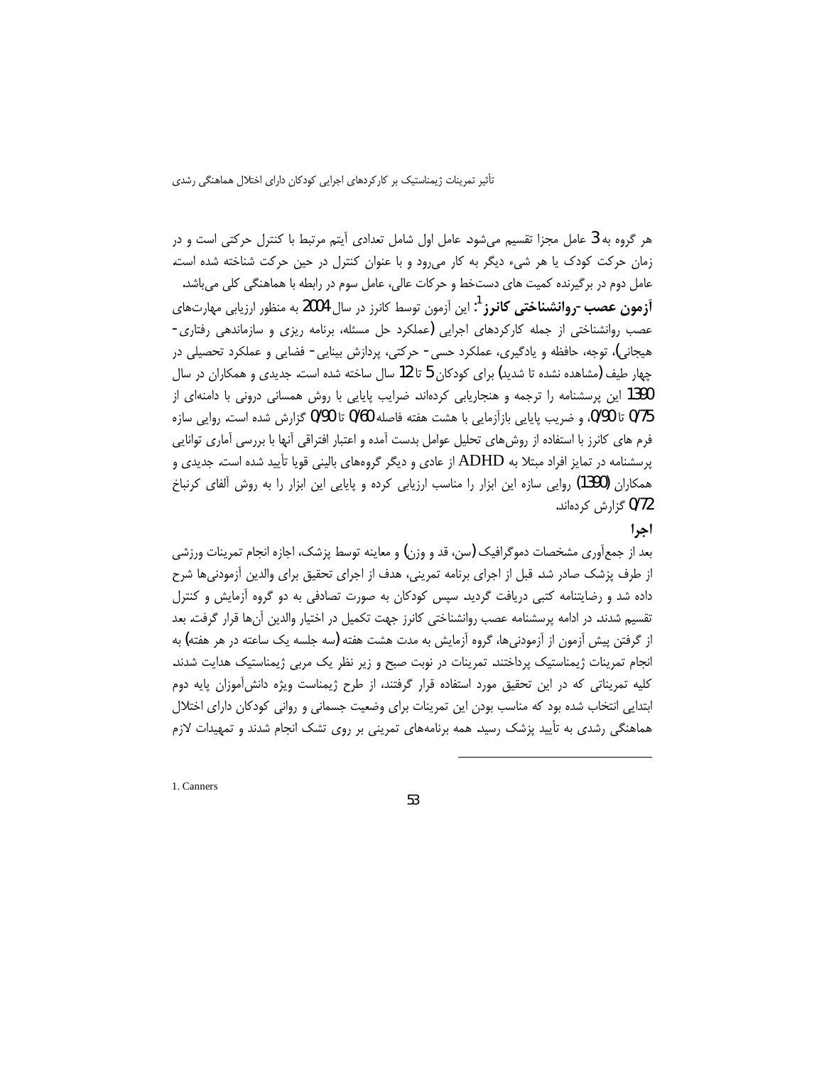هر گروه به 3 عامل مجزا تقسیم می‌شود. عامل اول شامل تعدادی آیتم مرتبط با کنترل حرکتی است و در زمان حرکت کودک یا هر شیء دیگر به کار می‌رود و با عنوان کنترل در حین حرکت شناخته شده است. عامل دوم در برگیرنده کمیت های دست‌خط و حرکات عالی، عامل سوم در رابطه با هماهنگی کلی می‌باشد.

**آزمون عصب-روانشناختی کانرز**[1]: این آزمون توسط کانرز در سال 2004 به منظور ارزیابی مهارت‌های عصب روانشناختی از جمله کارکردهای اجرایی (عملکرد حل مسئله، برنامه ریزی و سازماندهی رفتاری-هیجانی)، توجه، حافظه و یادگیری، عملکرد حسی- حرکتی، پردازش بینایی- فضایی و عملکرد تحصیلی در چهار طیف (مشاهده نشده تا شدید) برای کودکان 5 تا 12 سال ساخته شده است. جدیدی و همکاران در سال 1390 این پرسشنامه را ترجمه و هنجاریابی کرده‌اند. ضرایب پایایی با روش همسانی درونی با دامنه‌ای از 0/75 تا 0/90، و ضریب پایایی بازآزمایی با هشت هفته فاصله 0/60 تا 0/90 گزارش شده است. روایی سازه فرم های کانرز با استفاده از روش‌های تحلیل عوامل بدست آمده و اعتبار افتراقی آنها با بررسی آماری توانایی پرسشنامه در تمایز افراد مبتلا به ADHD از عادی و دیگر گروه‌های بالینی قویا تأیید شده است. جدیدی و همکاران (1390) روایی سازه این ابزار را مناسب ارزیابی کرده و پایایی این ابزار را به روش آلفای کرنباخ 0/72 گزارش کرده‌اند.

### اجرا

بعد از جمع‌آوری مشخصات دموگرافیک (سن، قد و وزن) و معاینه توسط پزشک، اجازه انجام تمرینات ورزشی از طرف پزشک صادر شد. قبل از اجرای برنامه تمرینی، هدف از اجرای تحقیق برای والدین آزمودنی‌ها شرح داده شد و رضایتنامه کتبی دریافت گردید. سپس کودکان به صورت تصادفی به دو گروه آزمایش و کنترل تقسیم شدند. در ادامه پرسشنامه عصب روانشناختی کانرز جهت تکمیل در اختیار والدین آن‌ها قرار گرفت. بعد از گرفتن پیش آزمون از آزمودنی‌ها، گروه آزمایش به مدت هشت هفته (سه جلسه یک ساعته در هر هفته) به انجام تمرینات ژیمناستیک پرداختند. تمرینات در نوبت صبح و زیر نظر یک مربی ژیمناستیک هدایت شدند. کلیه تمریناتی که در این تحقیق مورد استفاده قرار گرفتند، از طرح ژیمناست ویژه دانش‌آموزان پایه دوم ابتدایی انتخاب شده بود که مناسب بودن این تمرینات برای وضعیت جسمانی و روانی کودکان دارای اختلال هماهنگی رشدی به تأیید پزشک رسید. همه برنامه‌های تمرینی بر روی تشک انجام شدند و تمهیدات لازم

---

1. Canners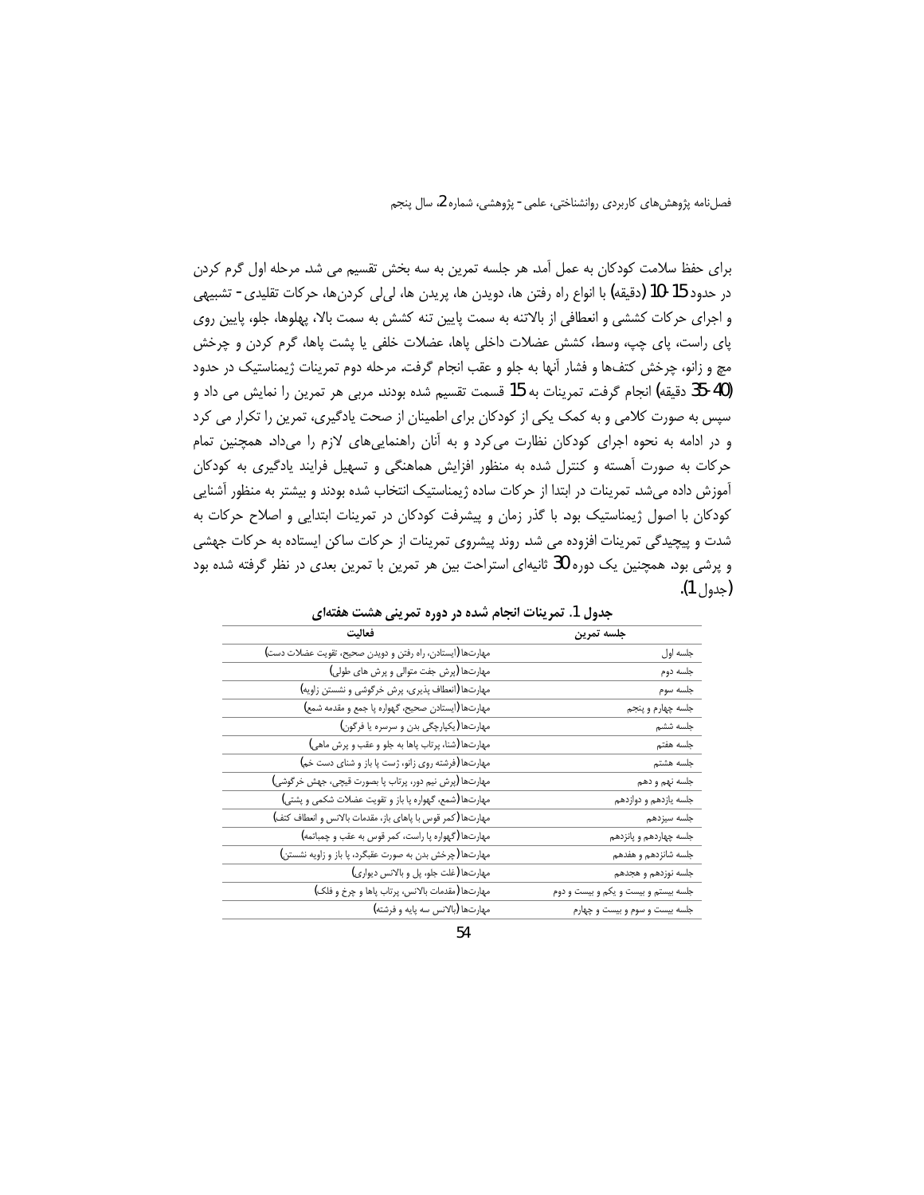برای حفظ سلامت کودکان به عمل آمد. هر جلسه تمرین به سه بخش تقسیم می شد. مرحله اول گرم کردن در حدود 15-10 (دقیقه) با انواع راه رفتن ها، دویدن ها، پریدن ها، لی‌لی کردن‌ها، حرکات تقلیدی- تشبیهی و اجرای حرکات کششی و انعطافی از بالاتنه به سمت پایین تنه کشش به سمت بالا، پهلوها، جلو، پایین روی پای راست، پای چپ، وسط، کشش عضلات داخلی پاها، عضلات خلفی یا پشت پاها، گرم کردن و چرخش مچ و زانو، چرخش کتف‌ها و فشار آنها به جلو و عقب انجام گرفت. مرحله دوم تمرینات ژیمناستیک در حدود (40-35 دقیقه) انجام گرفت. تمرینات به 15 قسمت تقسیم شده بودند. مربی هر تمرین را نمایش می داد و سپس به صورت کلامی و به کمک یکی از کودکان برای اطمینان از صحت یادگیری، تمرین را تکرار می کرد و در ادامه به نحوه اجرای کودکان نظارت می‌کرد و به آنان راهنمایی‌های لازم را می‌داد. همچنین تمام حرکات به صورت آهسته و کنترل شده به منظور افزایش هماهنگی و تسهیل فرایند یادگیری به کودکان آموزش داده می‌شد. تمرینات در ابتدا از حرکات ساده ژیمناستیک انتخاب شده بودند و بیشتر به منظور آشنایی کودکان با اصول ژیمناستیک بود. با گذر زمان و پیشرفت کودکان در تمرینات ابتدایی و اصلاح حرکات به شدت و پیچیدگی تمرینات افزوده می شد. روند پیشروی تمرینات از حرکات ساکن ایستاده به حرکات جهشی و پرشی بود. همچنین یک دوره 30 ثانیه‌ای استراحت بین هر تمرین با تمرین بعدی در نظر گرفته شده بود (جدول 1).

**جدول 1. تمرینات انجام شده در دوره تمرینی هشت هفته‌ای**

| جلسه تمرین | فعالیت |
|---|---|
| جلسه اول | مهارت‌ها (ایستادن، راه رفتن و دویدن صحیح، تقویت عضلات دست) |
| جلسه دوم | مهارت‌ها (پرش جفت متوالی و پرش های طولی) |
| جلسه سوم | مهارت‌ها (انعطاف پذیری، پرش خرگوشی و نشستن زاویه) |
| جلسه چهارم و پنجم | مهارت‌ها (ایستادن صحیح، گهواره پا جمع و مقدمه شمع) |
| جلسه ششم | مهارت‌ها (یکپارچگی بدن و سرسره یا فرگون) |
| جلسه هفتم | مهارت‌ها (شنا، پرتاب پاها به جلو و عقب و پرش ماهی) |
| جلسه هشتم | مهارت‌ها (فرشته روی زانو، ژست پا باز و شنای دست خم) |
| جلسه نهم و دهم | مهارت‌ها (پرش نیم دور، پرتاب پا بصورت قیچی، جهش خرگوشی) |
| جلسه یازدهم و دوازدهم | مهارت‌ها (شمع، گهواره پا باز و تقویت عضلات شکمی و پشتی) |
| جلسه سیزدهم | مهارت‌ها (کمر قوس با پاهای باز، مقدمات بالانس و انعطاف کتف) |
| جلسه چهاردهم و پانزدهم | مهارت‌ها (گهواره پا راست، کمر قوس به عقب و چمباتمه) |
| جلسه شانزدهم و هفدهم | مهارت‌ها (چرخش بدن به صورت عقبگرد، پا باز و زاویه نشستن) |
| جلسه نوزدهم و هجدهم | مهارت‌ها (غلت جلو، پل و بالانس دیواری) |
| جلسه بیستم و بیست و یکم و بیست و دوم | مهارت‌ها (مقدمات بالانس، پرتاب پاها و چرخ و فلک) |
| جلسه بیست و سوم و بیست و چهارم | مهارت‌ها (بالانس سه پایه و فرشته) |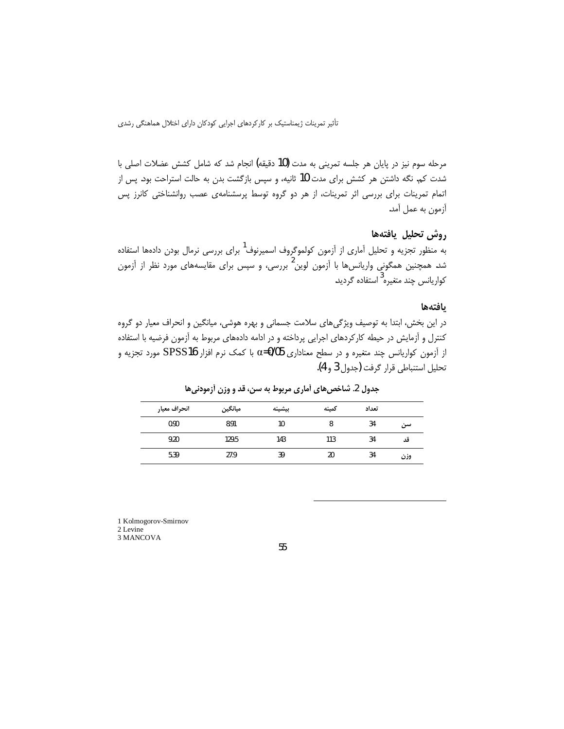مرحله سوم نیز در پایان هر جلسه تمرینی به مدت (10 دقیقه) انجام شد که شامل کشش عضلات اصلی با شدت کم، نگه داشتن هر کشش برای مدت 10 ثانیه، و سپس بازگشت بدن به حالت استراحت بود. پس از اتمام تمرینات برای بررسی اثر تمرینات، از هر دو گروه توسط پرسشنامه‌ی عصب روانشناختی کانرز پس آزمون به عمل آمد.

## روش تحلیل یافته‌ها

به منظور تجزیه و تحلیل آماری از آزمون کولموگروف اسمیرنوف[1] برای بررسی نرمال بودن داده‌ها استفاده شد. همچنین همگونی واریانس‌ها با آزمون لوین[2] بررسی، و سپس برای مقایسه‌های مورد نظر از آزمون کواریانس چند متغیره[3] استفاده گردید.

## یافته‌ها

در این بخش، ابتدا به توصیف ویژگی‌های سلامت جسمانی و بهره هوشی، میانگین و انحراف معیار دو گروه کنترل و آزمایش در حیطه کارکردهای اجرایی پرداخته و در ادامه داده‌های مربوط به آزمون فرضیه با استفاده از آزمون کواریانس چند متغیره و در سطح معناداری $\alpha=0/05$ با کمک نرم افزار SPSS16 مورد تجزیه و تحلیل استنباطی قرار گرفت (جدول 3 و 4).

**جدول 2. شاخص‌های آماری مربوط به سن، قد و وزن آزمودنی‌ها**

| | تعداد | کمینه | بیشینه | میانگین | انحراف معیار |
|---|---|---|---|---|---|
| سن | 34 | 8 | 10 | 8.91 | 0.90 |
| قد | 34 | 113 | 143 | 129.5 | 9.20 |
| وزن | 34 | 20 | 39 | 27.9 | 5.39 |

1 Kolmogorov-Smirnov
2 Levine
3 MANCOVA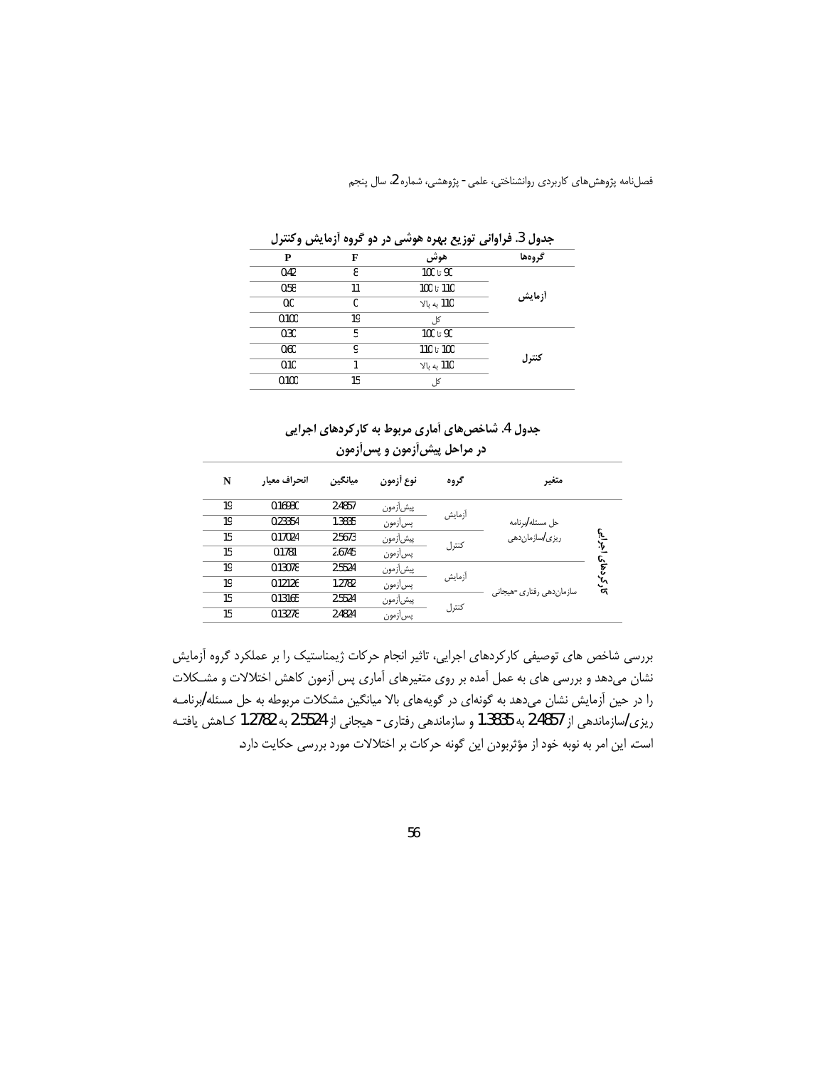جدول 3. فراوانی توزیع بهره هوشی در دو گروه آزمایش وکنترل

| گروه‌ها | هوش | F | P |
|---|---|---|---|
| آزمایش | 90 تا 100 | 8 | 0.42 |
| | 100 تا 110 | 11 | 0.58 |
| | 110 به بالا | 0 | 0.0 |
| | کل | 19 | 0.100 |
| کنترل | 90 تا 100 | 5 | 0.30 |
| | 100 تا 110 | 9 | 0.60 |
| | 110 به بالا | 1 | 0.10 |
| | کل | 15 | 0.100 |

جدول 4. شاخص‌های آماری مربوط به کارکردهای اجرایی در مراحل پیش‌آزمون و پس‌آزمون

| | متغیر | گروه | نوع آزمون | میانگین | انحراف معیار | N |
|---|---|---|---|---|---|---|
| کارکردهای اجرایی | حل مسئله/برنامه ریزی/سازماندهی | آزمایش | پیش‌آزمون | 2.4857 | 0.16930 | 19 |
| | | | پس‌آزمون | 1.3835 | 0.23354 | 19 |
| | | کنترل | پیش‌آزمون | 2.5673 | 0.17024 | 15 |
| | | | پس‌آزمون | 2.6745 | 0.1781 | 15 |
| | سازماندهی رفتاری-هیجانی | آزمایش | پیش‌آزمون | 2.5524 | 0.13078 | 19 |
| | | | پس‌آزمون | 1.2782 | 0.12126 | 19 |
| | | کنترل | پیش‌آزمون | 2.5524 | 0.13165 | 15 |
| | | | پس‌آزمون | 2.4824 | 0.13278 | 15 |

بررسی شاخص های توصیفی کارکردهای اجرایی، تاثیر انجام حرکات ژیمناستیک را بر عملکرد گروه آزمایش نشان می‌دهد و بررسی های به عمل آمده بر روی متغیرهای آماری پس آزمون کاهش اختلالات و مشکلات را در حین آزمایش نشان می‌دهد به گونه‌ای در گویه‌های بالا میانگین مشکلات مربوطه به حل مسئله/برنامه ریزی/سازماندهی از 2.4857 به 1.3835 و سازماندهی رفتاری- هیجانی از 2.5524 به 1.2782 کاهش یافته است. این امر به نوبه خود از مؤثربودن این گونه حرکات بر اختلالات مورد بررسی حکایت دارد.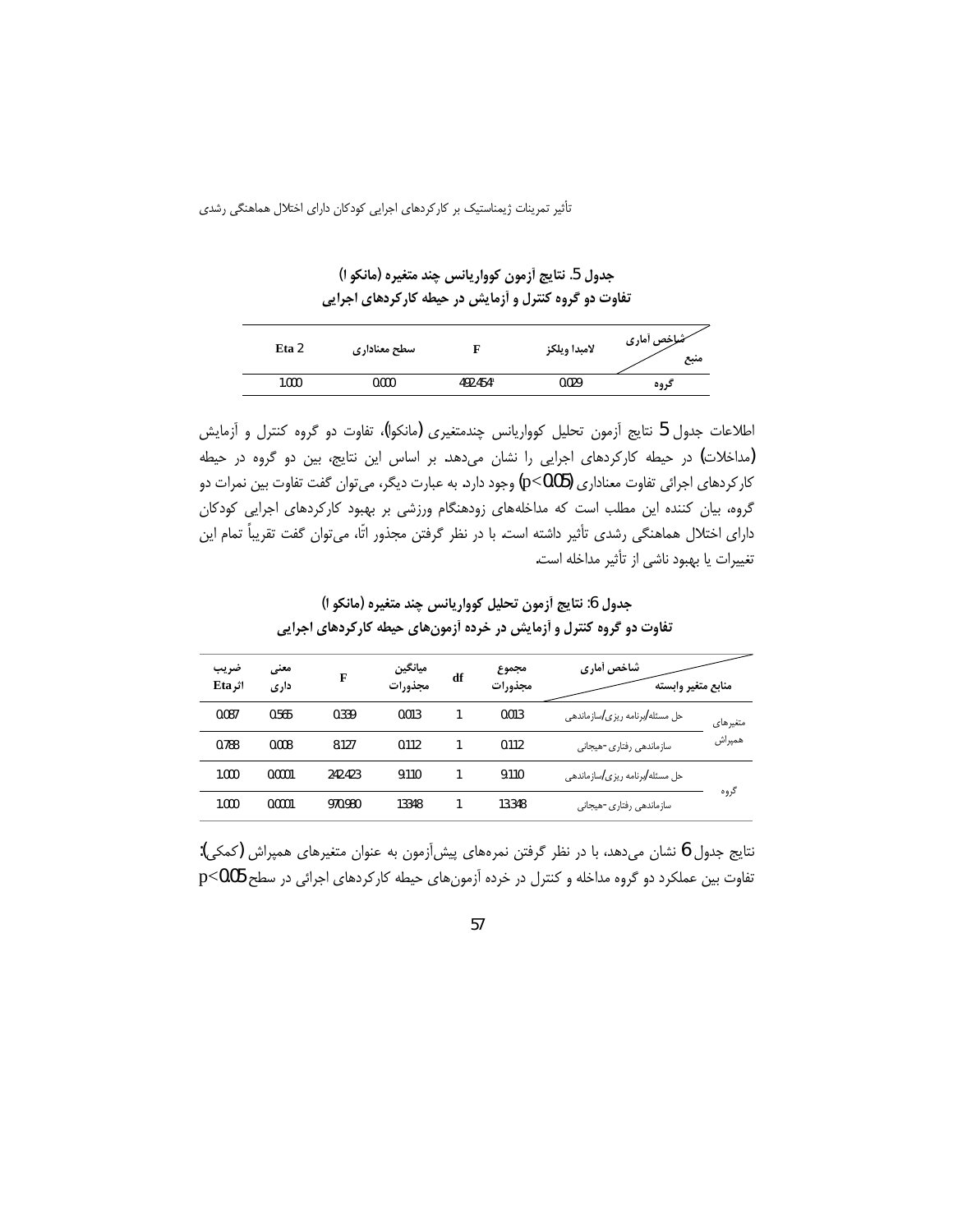**جدول 5. نتایج آزمون کوواریانس چند متغیره (مانکوا)**
**تفاوت دو گروه کنترل و آزمایش در حیطه کارکردهای اجرایی**

| شاخص آماری / منبع | لامبدا ویلکز | F | سطح معناداری | Eta 2 |
|---|---|---|---|---|
| گروه | 0.029 | 492.454ª | 0.000 | 1.000 |

اطلاعات جدول 5 نتایج آزمون تحلیل کوواریانس چندمتغیری (مانکوا)، تفاوت دو گروه کنترل و آزمایش (مداخلات) در حیطه کارکردهای اجرایی را نشان می‌دهد. بر اساس این نتایج، بین دو گروه در حیطه کارکردهای اجرائی تفاوت معناداری ($p<0.05$) وجود دارد. به عبارت دیگر، می‌توان گفت تفاوت بین نمرات دو گروه، بیان کننده این مطلب است که مداخله‌های زودهنگام ورزشی بر بهبود کارکردهای اجرایی کودکان دارای اختلال هماهنگی رشدی تأثیر داشته است. با در نظر گرفتن مجذور اتّا، می‌توان گفت تقریباً تمام این تغییرات یا بهبود ناشی از تأثیر مداخله است.

**جدول 6: نتایج آزمون تحلیل کوواریانس چند متغیره (مانکوا)**
**تفاوت دو گروه کنترل و آزمایش در خرده آزمون‌های حیطه کارکردهای اجرایی**

| منابع | متغیر وابسته | مجموع مجذورات | df | میانگین مجذورات | F | معنی داری | ضریب اثرEta |
|---|---|---|---|---|---|---|---|
| متغیرهای همپراش | حل مسئله/برنامه ریزی/سازماندهی | 0.013 | 1 | 0.013 | 0.339 | 0.565 | 0.087 |
| | سازماندهی رفتاری-هیجانی | 0.112 | 1 | 0.112 | 8.127 | 0.008 | 0.788 |
| گروه | حل مسئله/برنامه ریزی/سازماندهی | 9.110 | 1 | 9.110 | 242.423 | 0.0001 | 1.000 |
| | سازماندهی رفتاری-هیجانی | 13.348 | 1 | 13.348 | 970.980 | 0.0001 | 1.000 |

نتایج جدول 6 نشان می‌دهد، با در نظر گرفتن نمره‌های پیش‌آزمون به عنوان متغیرهای همپراش (کمکی): تفاوت بین عملکرد دو گروه مداخله و کنترل در خرده آزمون‌های حیطه کارکردهای اجرائی در سطح $p<0.05$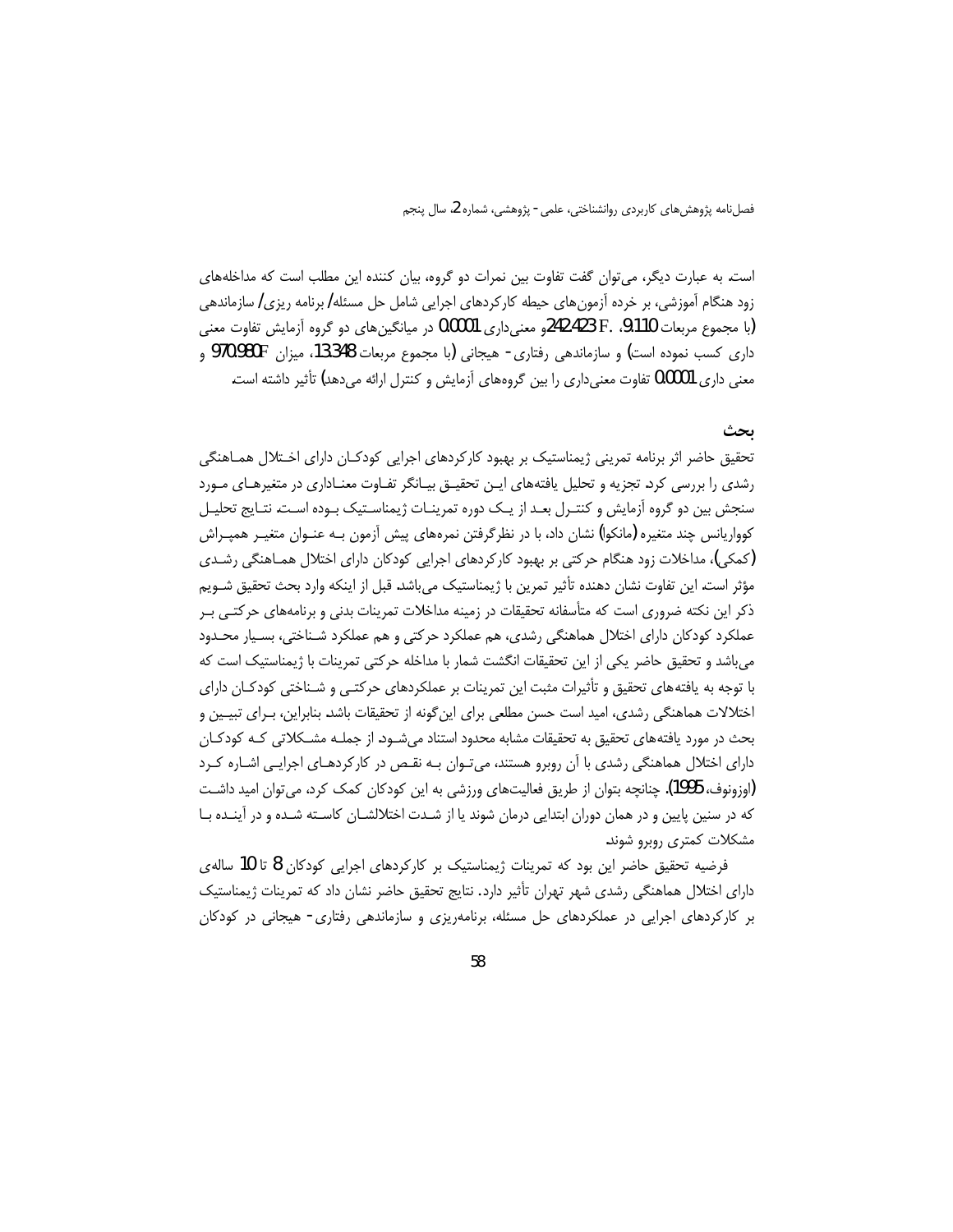است. به عبارت دیگر، می‌توان گفت تفاوت بین نمرات دو گروه، بیان کننده این مطلب است که مداخله‌های زود هنگام آموزشی، بر خرده آزمون‌های حیطه کارکردهای اجرایی شامل حل مسئله/ برنامه ریزی/ سازماندهی (با مجموع مربعات 9.110، .F 242.423 و معنی‌داری 0.0001 در میانگین‌های دو گروه آزمایش تفاوت معنی داری کسب نموده است) و سازماندهی رفتاری- هیجانی (با مجموع مربعات 13.348، میزان F 970.980 و معنی داری 0.0001 تفاوت معنی‌داری را بین گروه‌های آزمایش و کنترل ارائه می‌دهد) تأثیر داشته است.

## بحث

تحقیق حاضر اثر برنامه تمرینی ژیمناستیک بر بهبود کارکردهای اجرایی کودکان دارای اختلال هماهنگی رشدی را بررسی کرد. تجزیه و تحلیل یافته‌های این تحقیق بیانگر تفاوت معناداری در متغیرهای مورد سنجش بین دو گروه آزمایش و کنترل بعد از یک دوره تمرینات ژیمناستیک بوده است. نتایج تحلیل کوواریانس چند متغیره (مانکوا) نشان داد، با در نظرگرفتن نمره‌های پیش آزمون به عنوان متغیر همپراش (کمکی)، مداخلات زود هنگام حرکتی بر بهبود کارکردهای اجرایی کودکان دارای اختلال هماهنگی رشدی مؤثر است. این تفاوت نشان دهنده تأثیر تمرین با ژیمناستیک می‌باشد. قبل از اینکه وارد بحث تحقیق شویم ذکر این نکته ضروری است که متأسفانه تحقیقات در زمینه مداخلات تمرینات بدنی و برنامه‌های حرکتی بر عملکرد کودکان دارای اختلال هماهنگی رشدی، هم عملکرد حرکتی و هم عملکرد شناختی، بسیار محدود می‌باشد و تحقیق حاضر یکی از این تحقیقات انگشت شمار با مداخله حرکتی تمرینات با ژیمناستیک است که با توجه به یافته‌های تحقیق و تأثیرات مثبت این تمرینات بر عملکردهای حرکتی و شناختی کودکان دارای اختلالات هماهنگی رشدی، امید است حسن مطلعی برای این‌گونه از تحقیقات باشد. بنابراین، برای تبیین و بحث در مورد یافته‌های تحقیق به تحقیقات مشابه محدود استناد می‌شود. از جمله مشکلاتی که کودکان دارای اختلال هماهنگی رشدی با آن روبرو هستند، می‌توان به نقص در کارکردهای اجرایی اشاره کرد (اوزونوف، 1995). چنانچه بتوان از طریق فعالیت‌های ورزشی به این کودکان کمک کرد، می‌توان امید داشت که در سنین پایین و در همان دوران ابتدایی درمان شوند یا از شدت اختلالشان کاسته شده و در آینده با مشکلات کمتری روبرو شوند.

فرضیه تحقیق حاضر این بود که تمرینات ژیمناستیک بر کارکردهای اجرایی کودکان 8 تا 10 ساله‌ی دارای اختلال هماهنگی رشدی شهر تهران تأثیر دارد. نتایج تحقیق حاضر نشان داد که تمرینات ژیمناستیک بر کارکردهای اجرایی در عملکردهای حل مسئله، برنامه‌ریزی و سازماندهی رفتاری- هیجانی در کودکان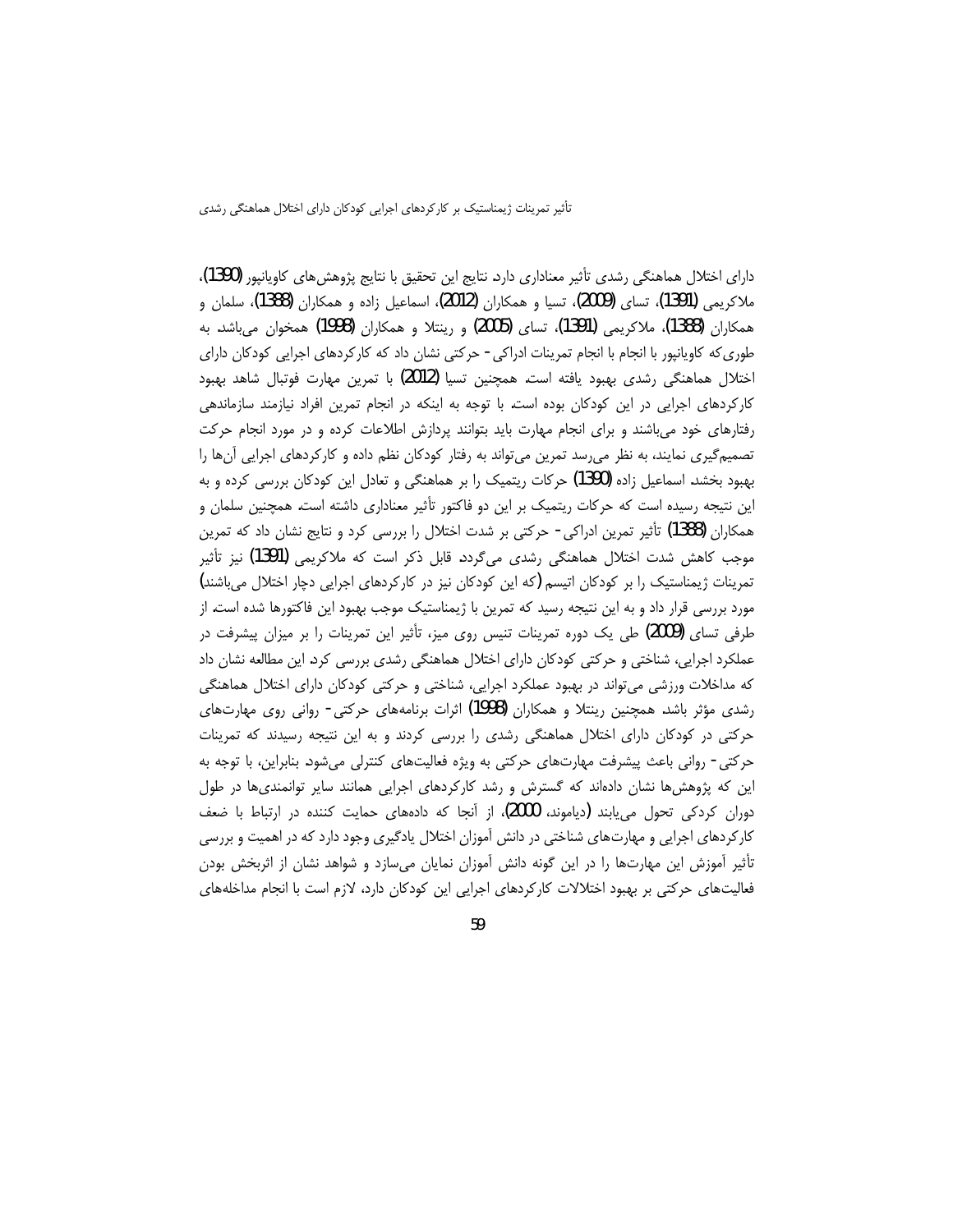دارای اختلال هماهنگی رشدی تأثیر معناداری دارد. نتایج این تحقیق با نتایج پژوهش‌های کاویانپور (1390)، ملاکریمی (1391)، تسای (2009)، تسیا و همکاران (2012)، اسماعیل زاده و همکاران (1388)، سلمان و همکاران (1388)، ملاکریمی (1391)، تسای (2005) و رینتلا و همکاران (1998) همخوان می‌باشد. به طوری‌که کاویانپور با انجام با انجام تمرینات ادراکی- حرکتی نشان داد که کارکردهای اجرایی کودکان دارای اختلال هماهنگی رشدی بهبود یافته است. همچنین تسیا (2012) با تمرین مهارت فوتبال شاهد بهبود کارکردهای اجرایی در این کودکان بوده است. با توجه به اینکه در انجام تمرین افراد نیازمند سازماندهی رفتارهای خود می‌باشند و برای انجام مهارت باید بتوانند پردازش اطلاعات کرده و در مورد انجام حرکت تصمیم‌گیری نمایند، به نظر می‌رسد تمرین می‌تواند به رفتار کودکان نظم داده و کارکردهای اجرایی آن‌ها را بهبود بخشد. اسماعیل زاده (1390) حرکات ریتمیک را بر هماهنگی و تعادل این کودکان بررسی کرده و به این نتیجه رسیده است که حرکات ریتمیک بر این دو فاکتور تأثیر معناداری داشته است. همچنین سلمان و همکاران (1388) تأثیر تمرین ادراکی- حرکتی بر شدت اختلال را بررسی کرد و نتایج نشان داد که تمرین موجب کاهش شدت اختلال هماهنگی رشدی می‌گردد. قابل ذکر است که ملاکریمی (1391) نیز تأثیر تمرینات ژیمناستیک را بر کودکان اتیسم (که این کودکان نیز در کارکردهای اجرایی دچار اختلال می‌باشند) مورد بررسی قرار داد و به این نتیجه رسید که تمرین با ژیمناستیک موجب بهبود این فاکتورها شده است. از طرفی تسای (2009) طی یک دوره تمرینات تنیس روی میز، تأثیر این تمرینات را بر میزان پیشرفت در عملکرد اجرایی، شناختی و حرکتی کودکان دارای اختلال هماهنگی رشدی بررسی کرد. این مطالعه نشان داد که مداخلات ورزشی می‌تواند در بهبود عملکرد اجرایی، شناختی و حرکتی کودکان دارای اختلال هماهنگی رشدی مؤثر باشد. همچنین رینتلا و همکاران (1998) اثرات برنامه‌های حرکتی- روانی روی مهارت‌های حرکتی در کودکان دارای اختلال هماهنگی رشدی را بررسی کردند و به این نتیجه رسیدند که تمرینات حرکتی- روانی باعث پیشرفت مهارت‌های حرکتی به ویژه فعالیت‌های کنترلی می‌شود. بنابراین، با توجه به این که پژوهش‌ها نشان داده‌اند که گسترش و رشد کارکردهای اجرایی همانند سایر توانمندی‌ها در طول دوران کودکی تحول می‌یابند (دیاموند، 2000)، از آنجا که داده‌های حمایت کننده در ارتباط با ضعف کارکردهای اجرایی و مهارت‌های شناختی در دانش آموزان اختلال یادگیری وجود دارد که در اهمیت و بررسی تأثیر آموزش این مهارت‌ها را در این گونه دانش آموزان نمایان می‌سازد و شواهد نشان از اثربخش بودن فعالیت‌های حرکتی بر بهبود اختلالات کارکردهای اجرایی این کودکان دارد، لازم است با انجام مداخله‌های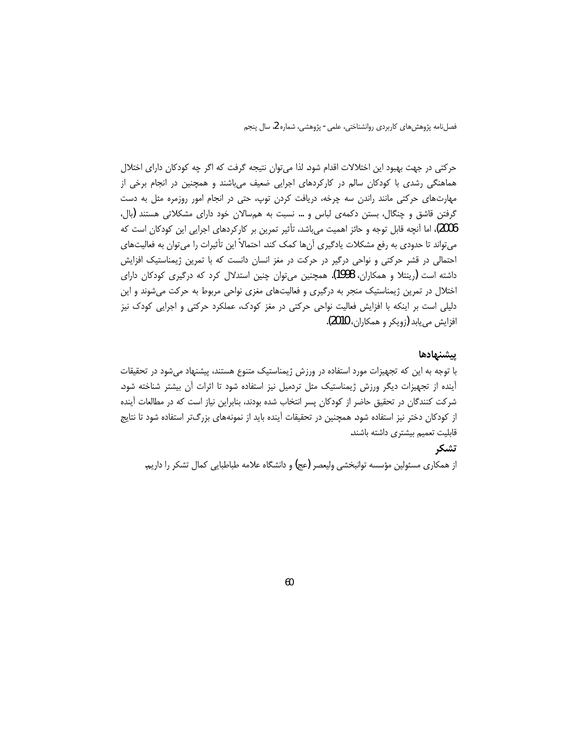حرکتی در جهت بهبود این اختلالات اقدام شود. لذا می‌توان نتیجه گرفت که اگر چه کودکان دارای اختلال هماهنگی رشدی با کودکان سالم در کارکردهای اجرایی ضعیف می‌باشند و همچنین در انجام برخی از مهارت‌های حرکتی مانند راندن سه چرخه، دریافت کردن توپ، حتی در انجام امور روزمره مثل به دست گرفتن قاشق و چنگال، بستن دکمه‌ی لباس و ... نسبت به همسالان خود دارای مشکلاتی هستند (بال، 2006)، اما آنچه قابل توجه و حائز اهمیت می‌باشد، تأثیر تمرین بر کارکردهای اجرایی این کودکان است که می‌تواند تا حدودی به رفع مشکلات یادگیری آن‌ها کمک کند. احتمالاً این تأثیرات را می‌توان به فعالیت‌های احتمالی در قشر حرکتی و نواحی درگیر در حرکت در مغز انسان دانست که با تمرین ژیمناستیک افزایش داشته است (رینتلا و همکاران، 1998). همچنین می‌توان چنین استدلال کرد که درگیری کودکان دارای اختلال در تمرین ژیمناستیک منجر به درگیری و فعالیت‌های مغزی نواحی مربوط به حرکت می‌شوند و این دلیلی است بر اینکه با افزایش فعالیت نواحی حرکتی در مغز کودک، عملکرد حرکتی و اجرایی کودک نیز افزایش می‌یابد (زویکر و همکاران، 2010).

### پیشنهادها

با توجه به این که تجهیزات مورد استفاده در ورزش ژیمناستیک متنوع هستند، پیشنهاد می‌شود در تحقیقات آینده از تجهیزات دیگر ورزش ژیمناستیک مثل تردمیل نیز استفاده شود تا اثرات آن بیشتر شناخته شود. شرکت کنندگان در تحقیق حاضر از کودکان پسر انتخاب شده بودند، بنابراین نیاز است که در مطالعات آینده از کودکان دختر نیز استفاده شود. همچنین در تحقیقات آینده باید از نمونه‌های بزرگ‌تر استفاده شود تا نتایج قابلیت تعمیم بیشتری داشته باشند.

### تشکر

از همکاری مسئولین مؤسسه توانبخشی ولیعصر (عج) و دانشگاه علامه طباطبایی کمال تشکر را داریم.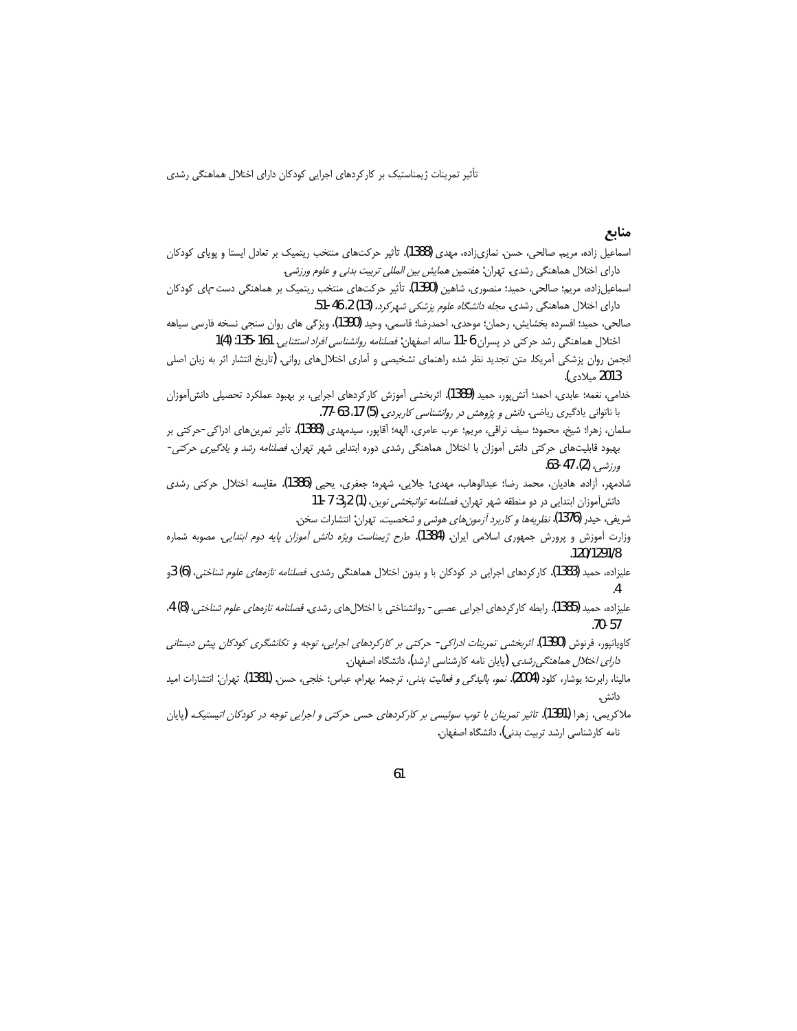## منابع

اسماعیل زاده، مریم. صالحی، حسن. نمازی‌زاده، مهدی (1388). تأثیر حرکت‌های منتخب ریتمیک بر تعادل ایستا و پویای کودکان دارای اختلال هماهنگی رشدی. تهران: *هفتمین همایش بین المللی تربیت بدنی و علوم ورزشی*.

اسماعیل‌زاده، مریم؛ صالحی، حمید؛ منصوری، شاهین (1390). تأثیر حرکت‌های منتخب ریتمیک بر هماهنگی دست-پای کودکان دارای اختلال هماهنگی رشدی. *مجله دانشگاه علوم پزشکی شهرکرد*، (13) 2، 46-51.

صالحی، حمید؛ افسرده بخشایش، رحمان؛ موحدی، احمدرضا؛ قاسمی، وحید (1390)، ویژگی های روان سنجی نسخه فارسی سیاهه اختلال هماهنگی رشد حرکتی در پسران 6-11 ساله اصفهان: *فصلنامه روانشناسی افراد استثنایی*، 161-135: 1(4)

انجمن روان پزشکی آمریکا. متن تجدید نظر شده راهنمای تشخیصی و آماری اختلال‌های روانی. (تاریخ انتشار اثر به زبان اصلی 2013 میلادی).

خدامی، نغمه؛ عابدی، احمد؛ آتش‌پور، حمید (1389). اثربخشی آموزش کارکردهای اجرایی، بر بهبود عملکرد تحصیلی دانش‌آموزان با ناتوانی یادگیری ریاضی. *دانش و پژوهش در روانشناسی کاربردی*، (5) 17، 63-77.

سلمان، زهرا؛ شیخ، محمود؛ سیف نراقی، مریم؛ عرب عامری، الهه؛ آقاپور، سیدمهدی (1388). تأثیر تمرین‌های ادراکی-حرکتی بر بهبود قابلیت‌های حرکتی دانش آموزان با اختلال هماهنگی رشدی دوره ابتدایی شهر تهران. *فصلنامه رشد و یادگیری حرکتی-ورزشی*، (2)، 47-63.

شادمهر، آزاده. هادیان، محمد رضا؛ عبدالوهاب، مهدی؛ جلایی، شهره؛ جعفری، یحیی (1386). مقایسه اختلال حرکتی رشدی دانش‌آموزان ابتدایی در دو منطقه شهر تهران. *فصلنامه توانبخشی نوین*، (1) 2و3: 7-11

شریفی، حیدر (1376). *نظریه‌ها و کاربرد آزمون‌های هوشی و شخصیت*. تهران: انتشارات سخن.

وزارت آموزش و پرورش جمهوری اسلامی ایران. (1384). *طرح ژیمناست ویژه دانش آموزان پایه دوم ابتدایی*. مصوبه شماره 120/1291/8.

علیزاده، حمید (1383). کارکردهای اجرایی در کودکان با و بدون اختلال هماهنگی رشدی. *فصلنامه تازه‌های علوم شناختی*، (6) 3و4.

علیزاده، حمید (1385). رابطه کارکردهای اجرایی عصبی- روانشناختی با اختلال‌های رشدی. *فصلنامه تازه‌های علوم شناختی*، (8) 4، 57-70.

کاویانپور، فرنوش (1390). *اثربخشی تمرینات ادراکی- حرکتی بر کارکردهای اجرایی، توجه و تکانشگری کودکان پیش دبستانی دارای اختلال هماهنگی‌رشدی*. (پایان نامه کارشناسی ارشد)، دانشگاه اصفهان.

مالینا، رابرت؛ بوشار، کلود (2004). *نمو، بالیدگی و فعالیت بدنی*، ترجمه: بهرام، عباس؛ خلجی، حسن. (1381). تهران: انتشارات امید دانش.

ملاکریمی، زهرا (1391). *تاثیر تمرینات با توپ سوئیسی بر کارکردهای حسی حرکتی و اجرایی توجه در کودکان اتیستیک*. (پایان نامه کارشناسی ارشد تربیت بدنی)، دانشگاه اصفهان.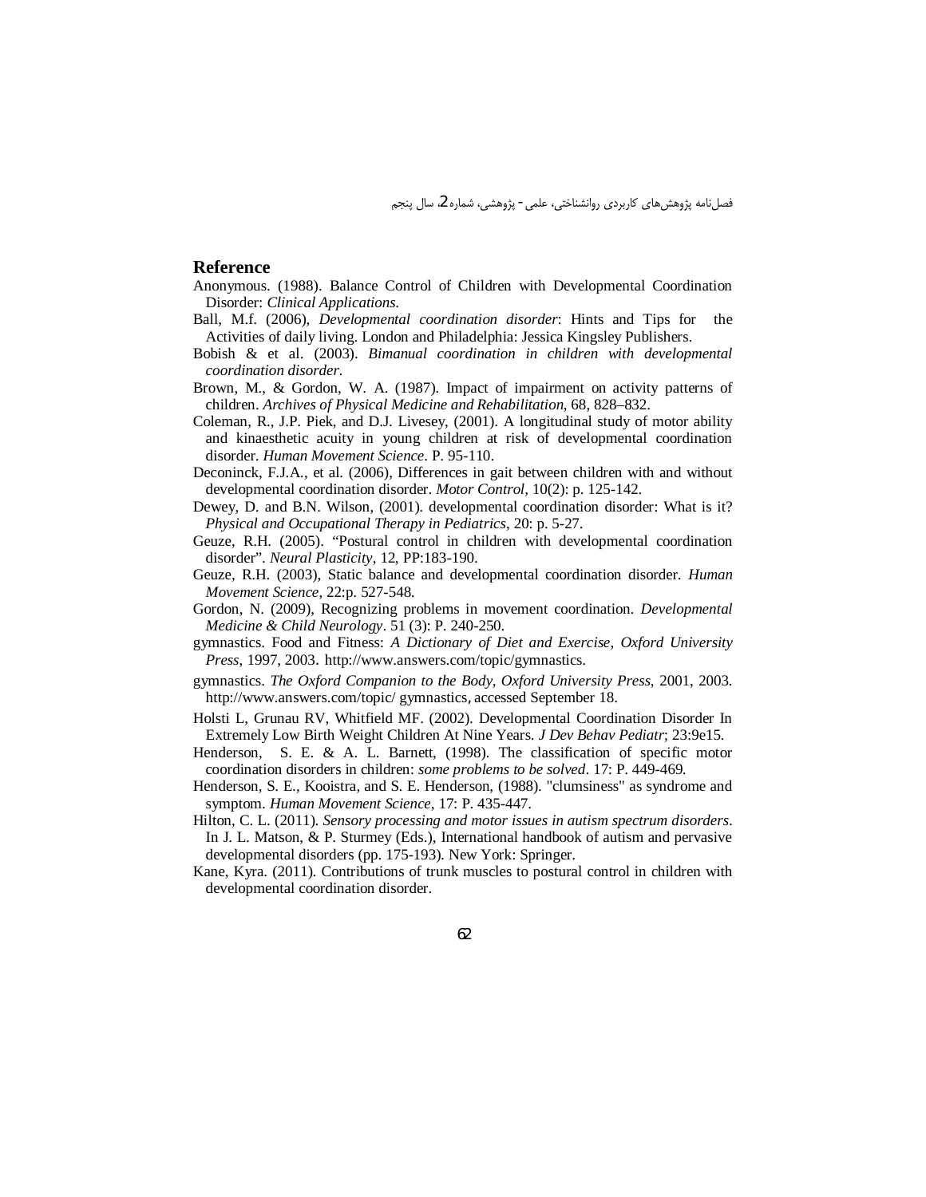## Reference

Anonymous. (1988). Balance Control of Children with Developmental Coordination Disorder: *Clinical Applications.*

Ball, M.f. (2006), *Developmental coordination disorder*: Hints and Tips for the Activities of daily living. London and Philadelphia: Jessica Kingsley Publishers.

Bobish & et al. (2003). *Bimanual coordination in children with developmental coordination disorder.*

Brown, M., & Gordon, W. A. (1987). Impact of impairment on activity patterns of children. *Archives of Physical Medicine and Rehabilitation*, 68, 828–832.

Coleman, R., J.P. Piek, and D.J. Livesey, (2001). A longitudinal study of motor ability and kinaesthetic acuity in young children at risk of developmental coordination disorder. *Human Movement Science*. P. 95-110.

Deconinck, F.J.A., et al. (2006), Differences in gait between children with and without developmental coordination disorder. *Motor Control*, 10(2): p. 125-142.

Dewey, D. and B.N. Wilson, (2001). developmental coordination disorder: What is it? *Physical and Occupational Therapy in Pediatrics*, 20: p. 5-27.

Geuze, R.H. (2005). "Postural control in children with developmental coordination disorder". *Neural Plasticity*, 12, PP:183-190.

Geuze, R.H. (2003), Static balance and developmental coordination disorder. *Human Movement Science*, 22:p. 527-548.

Gordon, N. (2009), Recognizing problems in movement coordination. *Developmental Medicine & Child Neurology*. 51 (3): P. 240-250.

gymnastics. Food and Fitness: *A Dictionary of Diet and Exercise, Oxford University Press*, 1997, 2003. http://www.answers.com/topic/gymnastics.

gymnastics. *The Oxford Companion to the Body, Oxford University Press*, 2001, 2003. http://www.answers.com/topic/ gymnastics, accessed September 18.

Holsti L, Grunau RV, Whitfield MF. (2002). Developmental Coordination Disorder In Extremely Low Birth Weight Children At Nine Years. *J Dev Behav Pediatr*; 23:9e15.

Henderson, S. E. & A. L. Barnett, (1998). The classification of specific motor coordination disorders in children: *some problems to be solved*. 17: P. 449-469.

Henderson, S. E., Kooistra, and S. E. Henderson, (1988). "clumsiness" as syndrome and symptom. *Human Movement Science*, 17: P. 435-447.

Hilton, C. L. (2011). *Sensory processing and motor issues in autism spectrum disorders*. In J. L. Matson, & P. Sturmey (Eds.), International handbook of autism and pervasive developmental disorders (pp. 175-193). New York: Springer.

Kane, Kyra. (2011). Contributions of trunk muscles to postural control in children with developmental coordination disorder.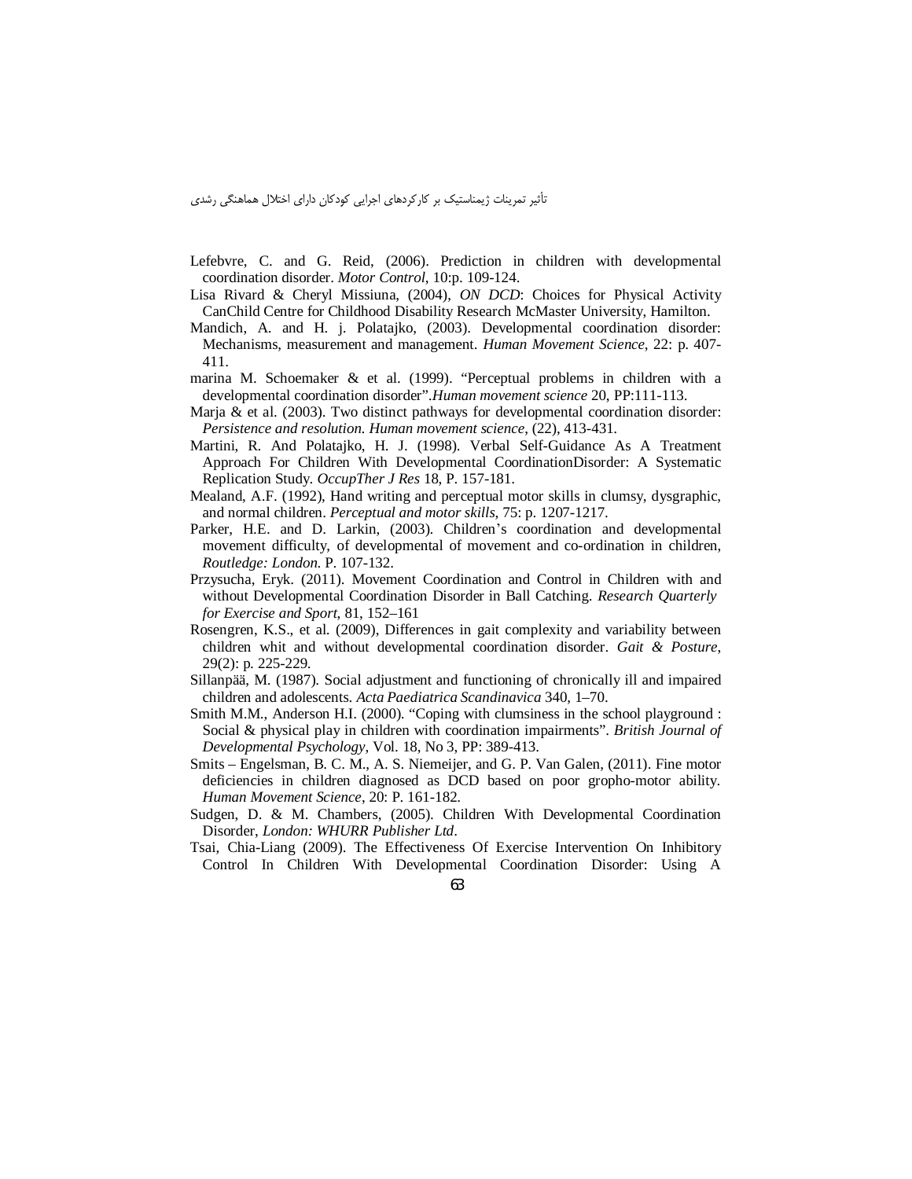Lefebvre, C. and G. Reid, (2006). Prediction in children with developmental coordination disorder. *Motor Control*, 10:p. 109-124.

Lisa Rivard & Cheryl Missiuna, (2004), *ON DCD*: Choices for Physical Activity CanChild Centre for Childhood Disability Research McMaster University, Hamilton.

Mandich, A. and H. j. Polatajko, (2003). Developmental coordination disorder: Mechanisms, measurement and management. *Human Movement Science*, 22: p. 407-411.

marina M. Schoemaker & et al. (1999). "Perceptual problems in children with a developmental coordination disorder".*Human movement science* 20, PP:111-113.

Marja & et al. (2003). Two distinct pathways for developmental coordination disorder: *Persistence and resolution. Human movement science*, (22), 413-431.

Martini, R. And Polatajko, H. J. (1998). Verbal Self-Guidance As A Treatment Approach For Children With Developmental CoordinationDisorder: A Systematic Replication Study. *OccupTher J Res* 18, P. 157-181.

Mealand, A.F. (1992), Hand writing and perceptual motor skills in clumsy, dysgraphic, and normal children. *Perceptual and motor skills*, 75: p. 1207-1217.

Parker, H.E. and D. Larkin, (2003). Children's coordination and developmental movement difficulty, of developmental of movement and co-ordination in children, *Routledge: London*. P. 107-132.

Przysucha, Eryk. (2011). Movement Coordination and Control in Children with and without Developmental Coordination Disorder in Ball Catching. *Research Quarterly for Exercise and Sport*, 81, 152–161

Rosengren, K.S., et al. (2009), Differences in gait complexity and variability between children whit and without developmental coordination disorder. *Gait & Posture*, 29(2): p. 225-229.

Sillanpää, M. (1987). Social adjustment and functioning of chronically ill and impaired children and adolescents. *Acta Paediatrica Scandinavica* 340, 1–70.

Smith M.M., Anderson H.I. (2000). "Coping with clumsiness in the school playground : Social & physical play in children with coordination impairments". *British Journal of Developmental Psychology*, Vol. 18, No 3, PP: 389-413.

Smits – Engelsman, B. C. M., A. S. Niemeijer, and G. P. Van Galen, (2011). Fine motor deficiencies in children diagnosed as DCD based on poor gropho-motor ability. *Human Movement Science*, 20: P. 161-182.

Sudgen, D. & M. Chambers, (2005). Children With Developmental Coordination Disorder, *London: WHURR Publisher Ltd*.

Tsai, Chia-Liang (2009). The Effectiveness Of Exercise Intervention On Inhibitory Control In Children With Developmental Coordination Disorder: Using A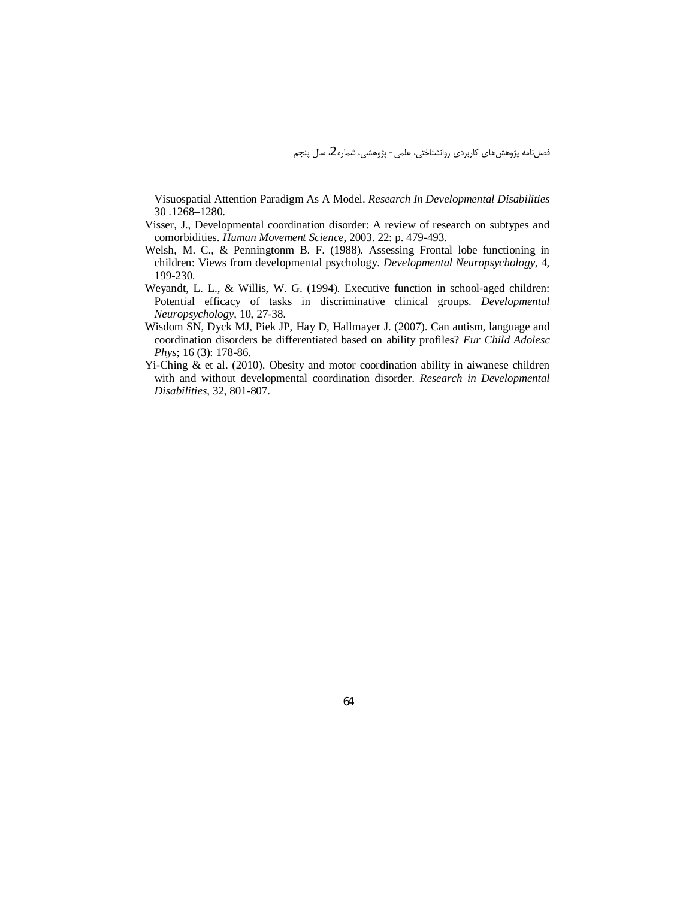Visuospatial Attention Paradigm As A Model. *Research In Developmental Disabilities* 30 .1268–1280.

Visser, J., Developmental coordination disorder: A review of research on subtypes and comorbidities. *Human Movement Science*, 2003. 22: p. 479-493.

Welsh, M. C., & Penningtonm B. F. (1988). Assessing Frontal lobe functioning in children: Views from developmental psychology. *Developmental Neuropsychology*, 4, 199-230.

Weyandt, L. L., & Willis, W. G. (1994). Executive function in school-aged children: Potential efficacy of tasks in discriminative clinical groups. *Developmental Neuropsychology*, 10, 27-38.

Wisdom SN, Dyck MJ, Piek JP, Hay D, Hallmayer J. (2007). Can autism, language and coordination disorders be differentiated based on ability profiles? *Eur Child Adolesc Phys*; 16 (3): 178-86.

Yi-Ching & et al. (2010). Obesity and motor coordination ability in aiwanese children with and without developmental coordination disorder. *Research in Developmental Disabilities*, 32, 801-807.